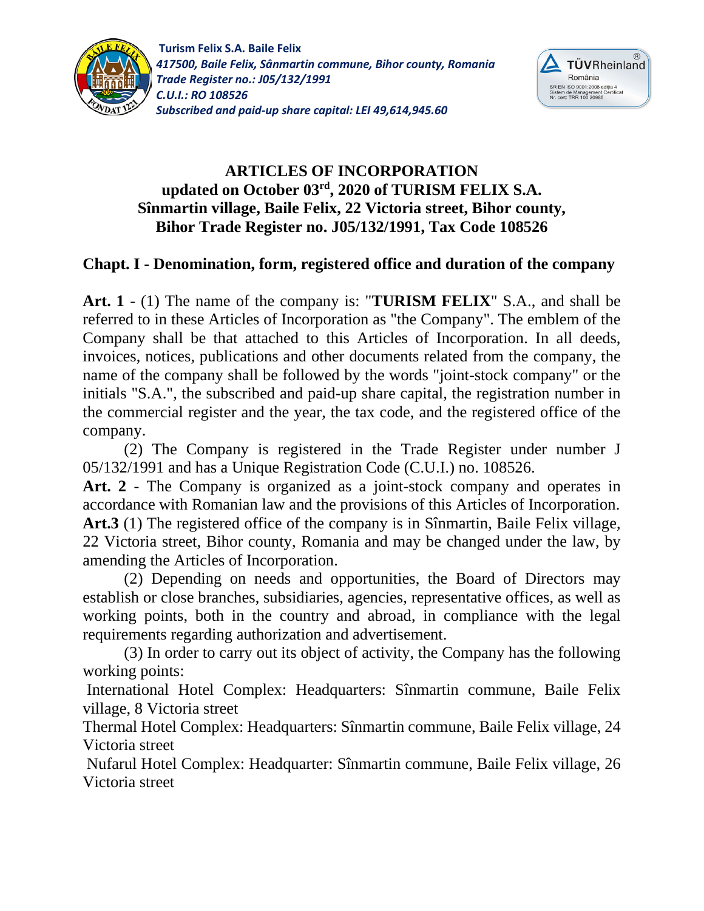**Turism Felix S.A. Baile Felix**
*417500, Baile Felix, Sânmartin commune, Bihor county, Romania*
*Trade Register no.: J05/132/1991*
*C.U.I.: RO 108526*
*Subscribed and paid-up share capital: LEI 49,614,945.60*

# ARTICLES OF INCORPORATION
## updated on October 03rd, 2020 of TURISM FELIX S.A. Sînmartin village, Baile Felix, 22 Victoria street, Bihor county, Bihor Trade Register no. J05/132/1991, Tax Code 108526

## Chapt. I - Denomination, form, registered office and duration of the company

**Art. 1** - (1) The name of the company is: "**TURISM FELIX**" S.A., and shall be referred to in these Articles of Incorporation as "the Company". The emblem of the Company shall be that attached to this Articles of Incorporation. In all deeds, invoices, notices, publications and other documents related from the company, the name of the company shall be followed by the words "joint-stock company" or the initials "S.A.", the subscribed and paid-up share capital, the registration number in the commercial register and the year, the tax code, and the registered office of the company.

(2) The Company is registered in the Trade Register under number J 05/132/1991 and has a Unique Registration Code (C.U.I.) no. 108526.

**Art. 2** - The Company is organized as a joint-stock company and operates in accordance with Romanian law and the provisions of this Articles of Incorporation.

**Art.3** (1) The registered office of the company is in Sînmartin, Baile Felix village, 22 Victoria street, Bihor county, Romania and may be changed under the law, by amending the Articles of Incorporation.

(2) Depending on needs and opportunities, the Board of Directors may establish or close branches, subsidiaries, agencies, representative offices, as well as working points, both in the country and abroad, in compliance with the legal requirements regarding authorization and advertisement.

(3) In order to carry out its object of activity, the Company has the following working points:

International Hotel Complex: Headquarters: Sînmartin commune, Baile Felix village, 8 Victoria street

Thermal Hotel Complex: Headquarters: Sînmartin commune, Baile Felix village, 24 Victoria street

Nufarul Hotel Complex: Headquarter: Sînmartin commune, Baile Felix village, 26 Victoria street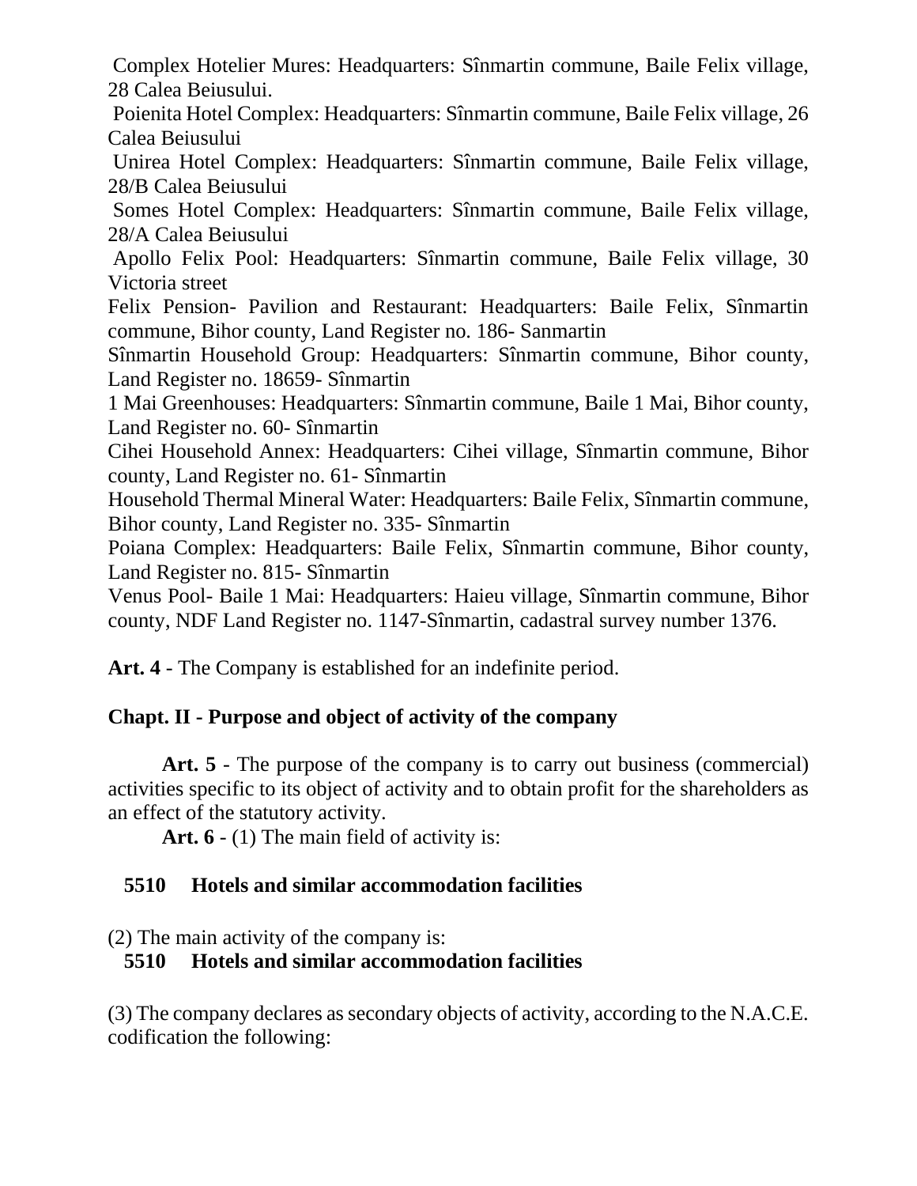Complex Hotelier Mures: Headquarters: Sînmartin commune, Baile Felix village, 28 Calea Beiusului.

Poienita Hotel Complex: Headquarters: Sînmartin commune, Baile Felix village, 26 Calea Beiusului

Unirea Hotel Complex: Headquarters: Sînmartin commune, Baile Felix village, 28/B Calea Beiusului

Somes Hotel Complex: Headquarters: Sînmartin commune, Baile Felix village, 28/A Calea Beiusului

Apollo Felix Pool: Headquarters: Sînmartin commune, Baile Felix village, 30 Victoria street

Felix Pension- Pavilion and Restaurant: Headquarters: Baile Felix, Sînmartin commune, Bihor county, Land Register no. 186- Sanmartin

Sînmartin Household Group: Headquarters: Sînmartin commune, Bihor county, Land Register no. 18659- Sînmartin

1 Mai Greenhouses: Headquarters: Sînmartin commune, Baile 1 Mai, Bihor county, Land Register no. 60- Sînmartin

Cihei Household Annex: Headquarters: Cihei village, Sînmartin commune, Bihor county, Land Register no. 61- Sînmartin

Household Thermal Mineral Water: Headquarters: Baile Felix, Sînmartin commune, Bihor county, Land Register no. 335- Sînmartin

Poiana Complex: Headquarters: Baile Felix, Sînmartin commune, Bihor county, Land Register no. 815- Sînmartin

Venus Pool- Baile 1 Mai: Headquarters: Haieu village, Sînmartin commune, Bihor county, NDF Land Register no. 1147-Sînmartin, cadastral survey number 1376.

**Art. 4** - The Company is established for an indefinite period.

## Chapt. II - Purpose and object of activity of the company

**Art. 5** - The purpose of the company is to carry out business (commercial) activities specific to its object of activity and to obtain profit for the shareholders as an effect of the statutory activity.

**Art. 6** - (1) The main field of activity is:

**5510 Hotels and similar accommodation facilities**

(2) The main activity of the company is:

**5510 Hotels and similar accommodation facilities**

(3) The company declares as secondary objects of activity, according to the N.A.C.E. codification the following: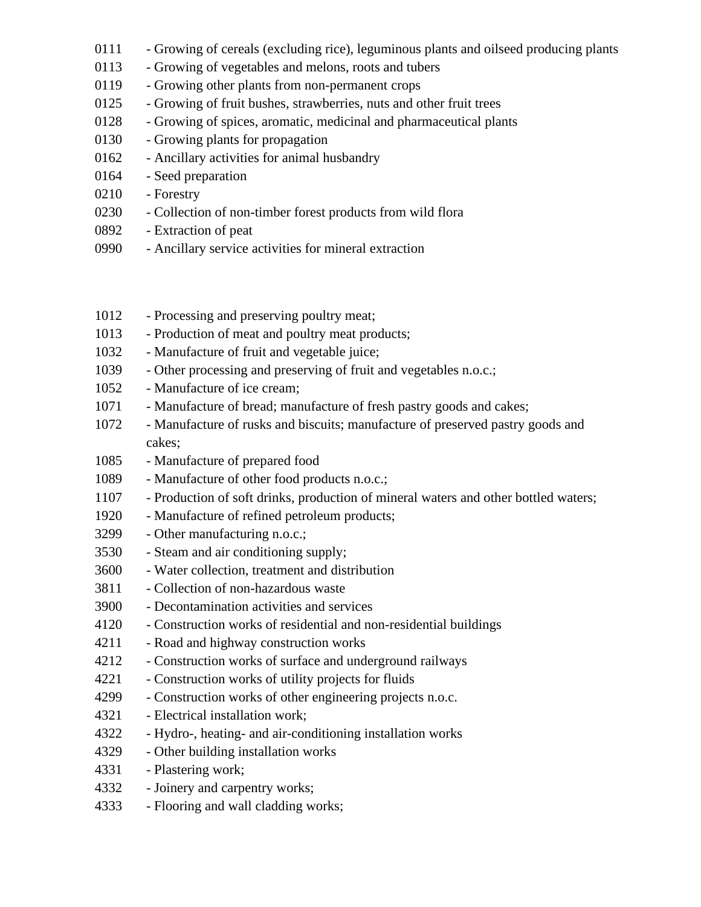0111 - Growing of cereals (excluding rice), leguminous plants and oilseed producing plants  
0113 - Growing of vegetables and melons, roots and tubers  
0119 - Growing other plants from non-permanent crops  
0125 - Growing of fruit bushes, strawberries, nuts and other fruit trees  
0128 - Growing of spices, aromatic, medicinal and pharmaceutical plants  
0130 - Growing plants for propagation  
0162 - Ancillary activities for animal husbandry  
0164 - Seed preparation  
0210 - Forestry  
0230 - Collection of non-timber forest products from wild flora  
0892 - Extraction of peat  
0990 - Ancillary service activities for mineral extraction

1012 - Processing and preserving poultry meat;  
1013 - Production of meat and poultry meat products;  
1032 - Manufacture of fruit and vegetable juice;  
1039 - Other processing and preserving of fruit and vegetables n.o.c.;  
1052 - Manufacture of ice cream;  
1071 - Manufacture of bread; manufacture of fresh pastry goods and cakes;  
1072 - Manufacture of rusks and biscuits; manufacture of preserved pastry goods and cakes;  
1085 - Manufacture of prepared food  
1089 - Manufacture of other food products n.o.c.;  
1107 - Production of soft drinks, production of mineral waters and other bottled waters;  
1920 - Manufacture of refined petroleum products;  
3299 - Other manufacturing n.o.c.;  
3530 - Steam and air conditioning supply;  
3600 - Water collection, treatment and distribution  
3811 - Collection of non-hazardous waste  
3900 - Decontamination activities and services  
4120 - Construction works of residential and non-residential buildings  
4211 - Road and highway construction works  
4212 - Construction works of surface and underground railways  
4221 - Construction works of utility projects for fluids  
4299 - Construction works of other engineering projects n.o.c.  
4321 - Electrical installation work;  
4322 - Hydro-, heating- and air-conditioning installation works  
4329 - Other building installation works  
4331 - Plastering work;  
4332 - Joinery and carpentry works;  
4333 - Flooring and wall cladding works;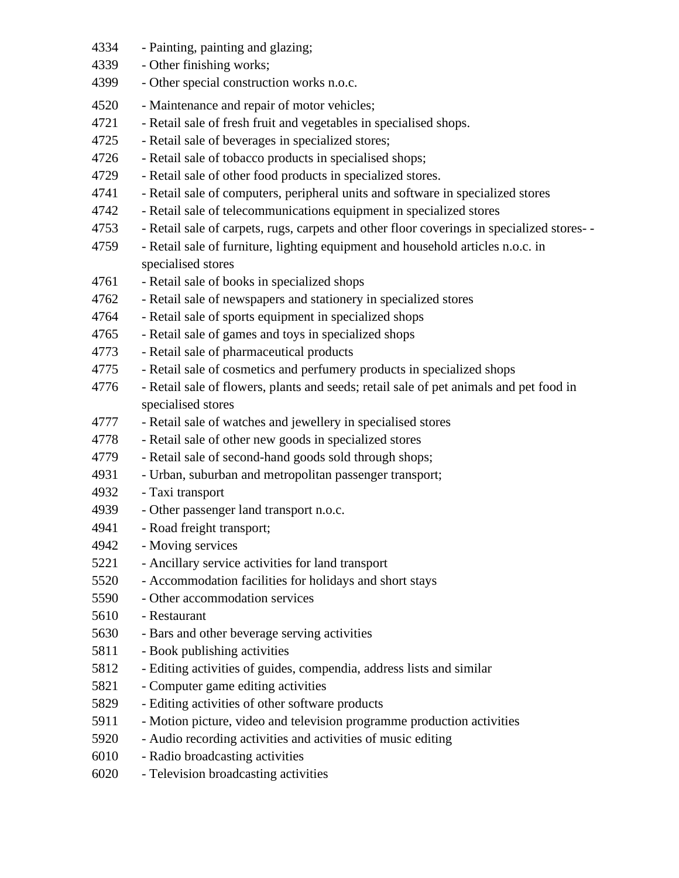4334 - Painting, painting and glazing;
4339 - Other finishing works;
4399 - Other special construction works n.o.c.
4520 - Maintenance and repair of motor vehicles;
4721 - Retail sale of fresh fruit and vegetables in specialised shops.
4725 - Retail sale of beverages in specialized stores;
4726 - Retail sale of tobacco products in specialised shops;
4729 - Retail sale of other food products in specialized stores.
4741 - Retail sale of computers, peripheral units and software in specialized stores
4742 - Retail sale of telecommunications equipment in specialized stores
4753 - Retail sale of carpets, rugs, carpets and other floor coverings in specialized stores- -
4759 - Retail sale of furniture, lighting equipment and household articles n.o.c. in specialised stores
4761 - Retail sale of books in specialized shops
4762 - Retail sale of newspapers and stationery in specialized stores
4764 - Retail sale of sports equipment in specialized shops
4765 - Retail sale of games and toys in specialized shops
4773 - Retail sale of pharmaceutical products
4775 - Retail sale of cosmetics and perfumery products in specialized shops
4776 - Retail sale of flowers, plants and seeds; retail sale of pet animals and pet food in specialised stores
4777 - Retail sale of watches and jewellery in specialised stores
4778 - Retail sale of other new goods in specialized stores
4779 - Retail sale of second-hand goods sold through shops;
4931 - Urban, suburban and metropolitan passenger transport;
4932 - Taxi transport
4939 - Other passenger land transport n.o.c.
4941 - Road freight transport;
4942 - Moving services
5221 - Ancillary service activities for land transport
5520 - Accommodation facilities for holidays and short stays
5590 - Other accommodation services
5610 - Restaurant
5630 - Bars and other beverage serving activities
5811 - Book publishing activities
5812 - Editing activities of guides, compendia, address lists and similar
5821 - Computer game editing activities
5829 - Editing activities of other software products
5911 - Motion picture, video and television programme production activities
5920 - Audio recording activities and activities of music editing
6010 - Radio broadcasting activities
6020 - Television broadcasting activities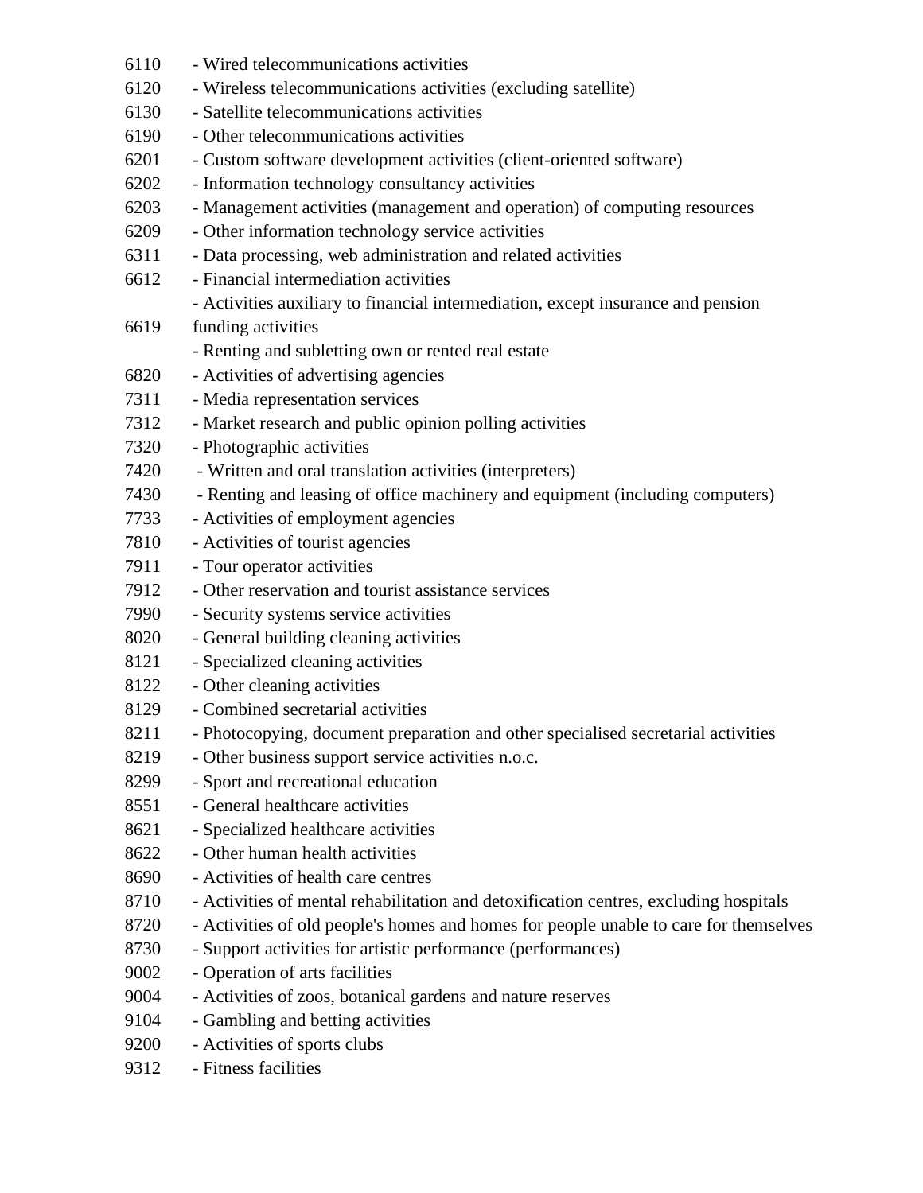6110 - Wired telecommunications activities

6120 - Wireless telecommunications activities (excluding satellite)

6130 - Satellite telecommunications activities

6190 - Other telecommunications activities

6201 - Custom software development activities (client-oriented software)

6202 - Information technology consultancy activities

6203 - Management activities (management and operation) of computing resources

6209 - Other information technology service activities

6311 - Data processing, web administration and related activities

6612 - Financial intermediation activities

- Activities auxiliary to financial intermediation, except insurance and pension

6619 funding activities

- Renting and subletting own or rented real estate

6820 - Activities of advertising agencies

7311 - Media representation services

7312 - Market research and public opinion polling activities

7320 - Photographic activities

7420 - Written and oral translation activities (interpreters)

7430 - Renting and leasing of office machinery and equipment (including computers)

7733 - Activities of employment agencies

7810 - Activities of tourist agencies

7911 - Tour operator activities

7912 - Other reservation and tourist assistance services

7990 - Security systems service activities

8020 - General building cleaning activities

8121 - Specialized cleaning activities

8122 - Other cleaning activities

8129 - Combined secretarial activities

8211 - Photocopying, document preparation and other specialised secretarial activities

8219 - Other business support service activities n.o.c.

8299 - Sport and recreational education

8551 - General healthcare activities

8621 - Specialized healthcare activities

8622 - Other human health activities

8690 - Activities of health care centres

8710 - Activities of mental rehabilitation and detoxification centres, excluding hospitals

8720 - Activities of old people's homes and homes for people unable to care for themselves

8730 - Support activities for artistic performance (performances)

9002 - Operation of arts facilities

9004 - Activities of zoos, botanical gardens and nature reserves

9104 - Gambling and betting activities

9200 - Activities of sports clubs

9312 - Fitness facilities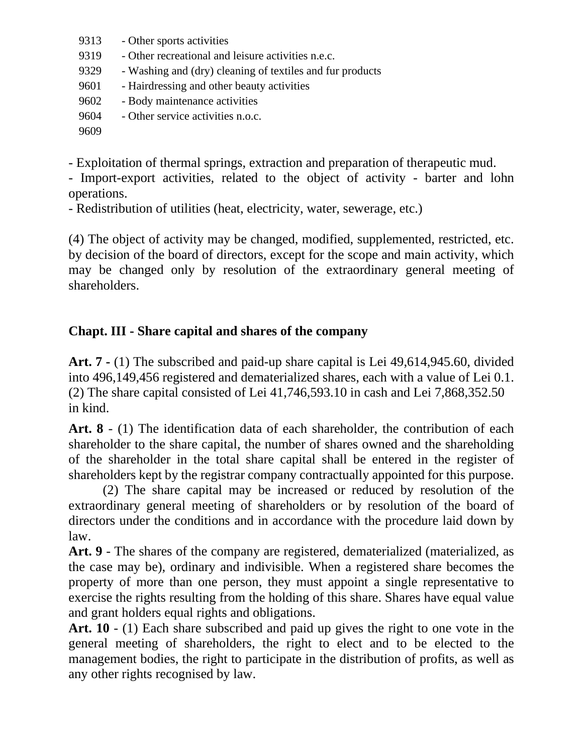| | |
|---|---|
| 9313 | - Other sports activities |
| 9319 | - Other recreational and leisure activities n.e.c. |
| 9329 | - Washing and (dry) cleaning of textiles and fur products |
| 9601 | - Hairdressing and other beauty activities |
| 9602 | - Body maintenance activities |
| 9604 | - Other service activities n.o.c. |
| 9609 | |

- Exploitation of thermal springs, extraction and preparation of therapeutic mud.
- Import-export activities, related to the object of activity - barter and lohn operations.
- Redistribution of utilities (heat, electricity, water, sewerage, etc.)

(4) The object of activity may be changed, modified, supplemented, restricted, etc. by decision of the board of directors, except for the scope and main activity, which may be changed only by resolution of the extraordinary general meeting of shareholders.

## Chapt. III - Share capital and shares of the company

**Art. 7 -** (1) The subscribed and paid-up share capital is Lei 49,614,945.60, divided into 496,149,456 registered and dematerialized shares, each with a value of Lei 0.1.
(2) The share capital consisted of Lei 41,746,593.10 in cash and Lei 7,868,352.50 in kind.

**Art. 8** - (1) The identification data of each shareholder, the contribution of each shareholder to the share capital, the number of shares owned and the shareholding of the shareholder in the total share capital shall be entered in the register of shareholders kept by the registrar company contractually appointed for this purpose.

(2) The share capital may be increased or reduced by resolution of the extraordinary general meeting of shareholders or by resolution of the board of directors under the conditions and in accordance with the procedure laid down by law.

**Art. 9** - The shares of the company are registered, dematerialized (materialized, as the case may be), ordinary and indivisible. When a registered share becomes the property of more than one person, they must appoint a single representative to exercise the rights resulting from the holding of this share. Shares have equal value and grant holders equal rights and obligations.

**Art. 10** - (1) Each share subscribed and paid up gives the right to one vote in the general meeting of shareholders, the right to elect and to be elected to the management bodies, the right to participate in the distribution of profits, as well as any other rights recognised by law.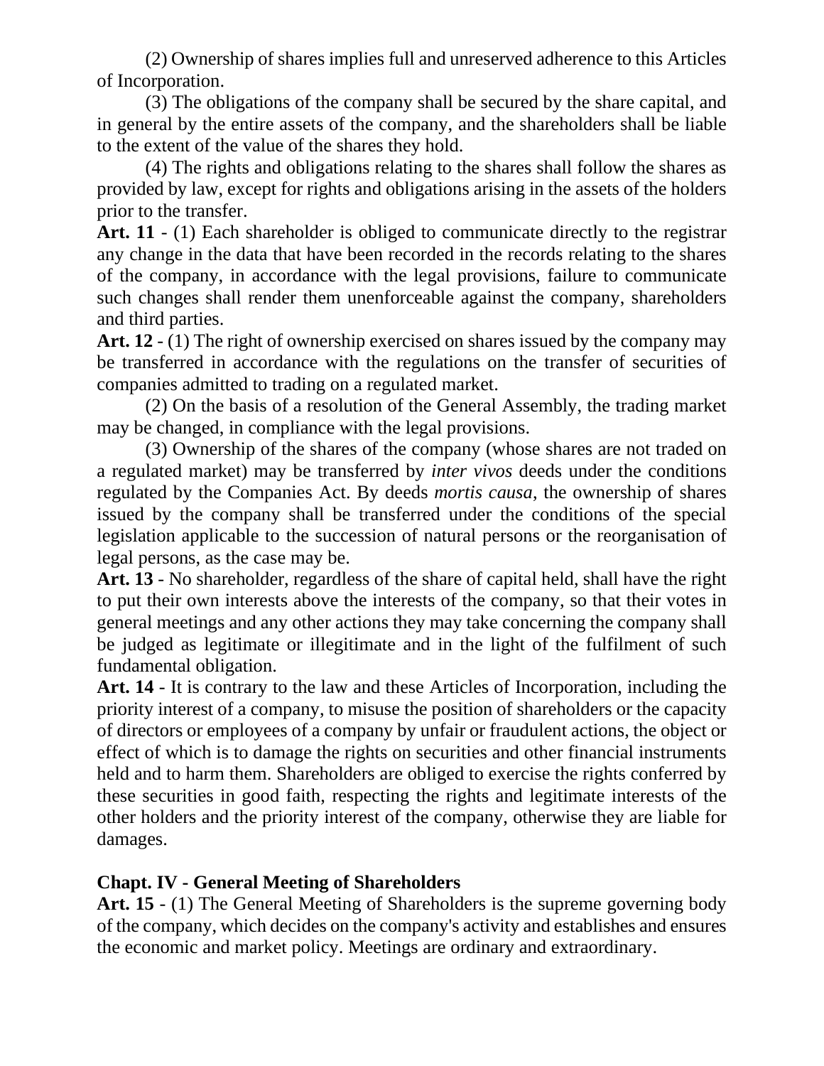(2) Ownership of shares implies full and unreserved adherence to this Articles of Incorporation.

(3) The obligations of the company shall be secured by the share capital, and in general by the entire assets of the company, and the shareholders shall be liable to the extent of the value of the shares they hold.

(4) The rights and obligations relating to the shares shall follow the shares as provided by law, except for rights and obligations arising in the assets of the holders prior to the transfer.

**Art. 11** - (1) Each shareholder is obliged to communicate directly to the registrar any change in the data that have been recorded in the records relating to the shares of the company, in accordance with the legal provisions, failure to communicate such changes shall render them unenforceable against the company, shareholders and third parties.

**Art. 12** - (1) The right of ownership exercised on shares issued by the company may be transferred in accordance with the regulations on the transfer of securities of companies admitted to trading on a regulated market.

(2) On the basis of a resolution of the General Assembly, the trading market may be changed, in compliance with the legal provisions.

(3) Ownership of the shares of the company (whose shares are not traded on a regulated market) may be transferred by *inter vivos* deeds under the conditions regulated by the Companies Act. By deeds *mortis causa*, the ownership of shares issued by the company shall be transferred under the conditions of the special legislation applicable to the succession of natural persons or the reorganisation of legal persons, as the case may be.

**Art. 13** - No shareholder, regardless of the share of capital held, shall have the right to put their own interests above the interests of the company, so that their votes in general meetings and any other actions they may take concerning the company shall be judged as legitimate or illegitimate and in the light of the fulfilment of such fundamental obligation.

**Art. 14** - It is contrary to the law and these Articles of Incorporation, including the priority interest of a company, to misuse the position of shareholders or the capacity of directors or employees of a company by unfair or fraudulent actions, the object or effect of which is to damage the rights on securities and other financial instruments held and to harm them. Shareholders are obliged to exercise the rights conferred by these securities in good faith, respecting the rights and legitimate interests of the other holders and the priority interest of the company, otherwise they are liable for damages.

## Chapt. IV - General Meeting of Shareholders

**Art. 15** - (1) The General Meeting of Shareholders is the supreme governing body of the company, which decides on the company's activity and establishes and ensures the economic and market policy. Meetings are ordinary and extraordinary.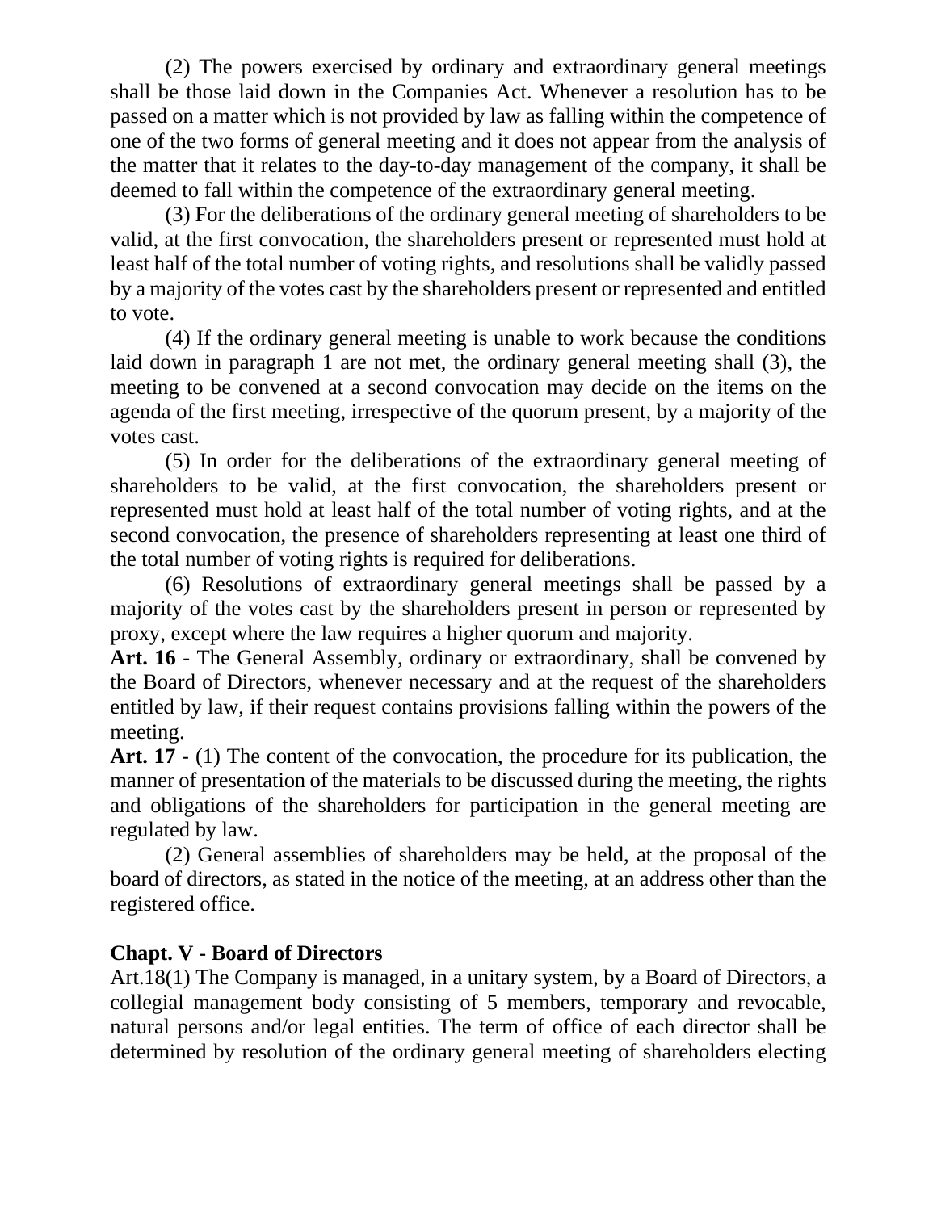(2) The powers exercised by ordinary and extraordinary general meetings shall be those laid down in the Companies Act. Whenever a resolution has to be passed on a matter which is not provided by law as falling within the competence of one of the two forms of general meeting and it does not appear from the analysis of the matter that it relates to the day-to-day management of the company, it shall be deemed to fall within the competence of the extraordinary general meeting.

(3) For the deliberations of the ordinary general meeting of shareholders to be valid, at the first convocation, the shareholders present or represented must hold at least half of the total number of voting rights, and resolutions shall be validly passed by a majority of the votes cast by the shareholders present or represented and entitled to vote.

(4) If the ordinary general meeting is unable to work because the conditions laid down in paragraph 1 are not met, the ordinary general meeting shall (3), the meeting to be convened at a second convocation may decide on the items on the agenda of the first meeting, irrespective of the quorum present, by a majority of the votes cast.

(5) In order for the deliberations of the extraordinary general meeting of shareholders to be valid, at the first convocation, the shareholders present or represented must hold at least half of the total number of voting rights, and at the second convocation, the presence of shareholders representing at least one third of the total number of voting rights is required for deliberations.

(6) Resolutions of extraordinary general meetings shall be passed by a majority of the votes cast by the shareholders present in person or represented by proxy, except where the law requires a higher quorum and majority.

**Art. 16** - The General Assembly, ordinary or extraordinary, shall be convened by the Board of Directors, whenever necessary and at the request of the shareholders entitled by law, if their request contains provisions falling within the powers of the meeting.

**Art. 17** - (1) The content of the convocation, the procedure for its publication, the manner of presentation of the materials to be discussed during the meeting, the rights and obligations of the shareholders for participation in the general meeting are regulated by law.

(2) General assemblies of shareholders may be held, at the proposal of the board of directors, as stated in the notice of the meeting, at an address other than the registered office.

## Chapt. V - Board of Directors

Art.18(1) The Company is managed, in a unitary system, by a Board of Directors, a collegial management body consisting of 5 members, temporary and revocable, natural persons and/or legal entities. The term of office of each director shall be determined by resolution of the ordinary general meeting of shareholders electing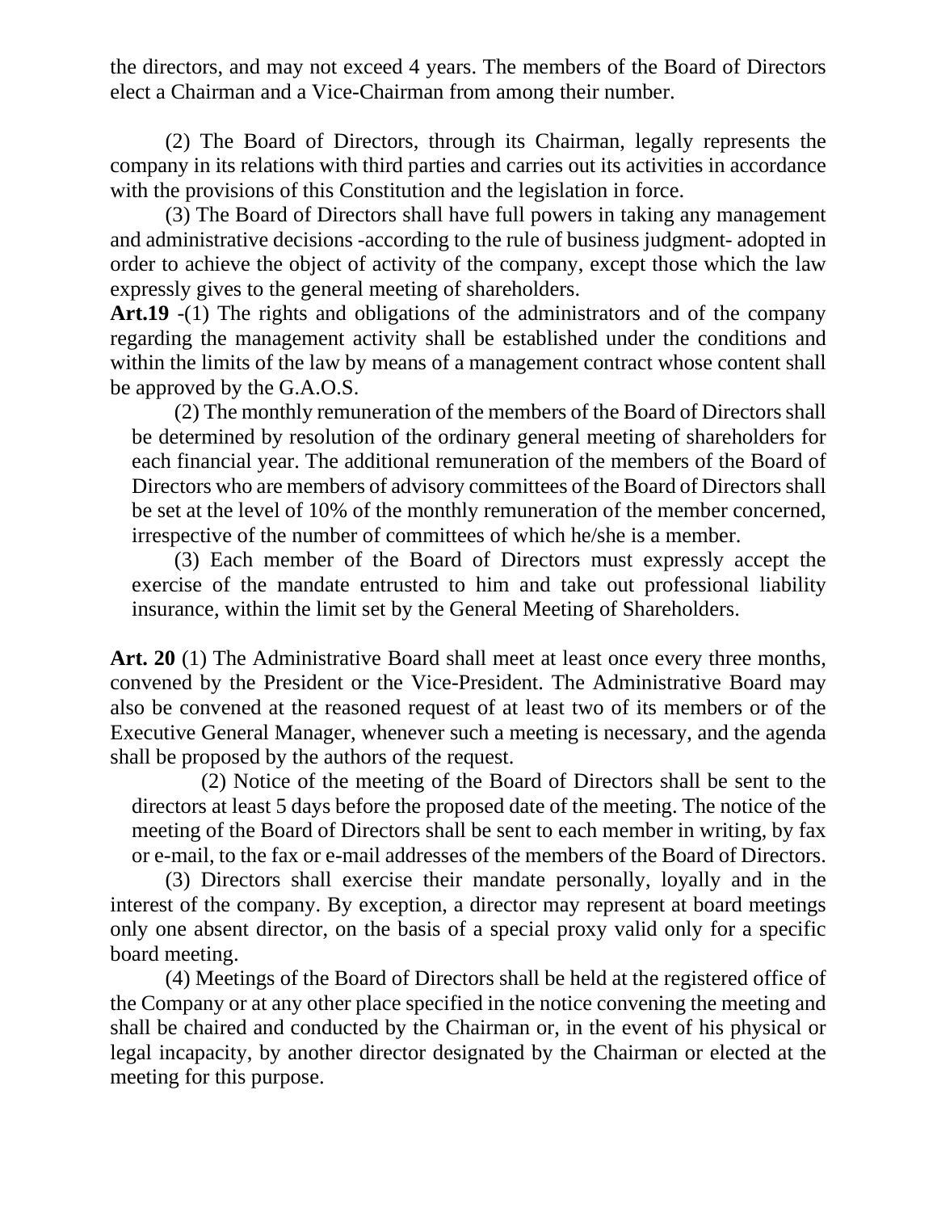the directors, and may not exceed 4 years. The members of the Board of Directors elect a Chairman and a Vice-Chairman from among their number.

(2) The Board of Directors, through its Chairman, legally represents the company in its relations with third parties and carries out its activities in accordance with the provisions of this Constitution and the legislation in force.

(3) The Board of Directors shall have full powers in taking any management and administrative decisions -according to the rule of business judgment- adopted in order to achieve the object of activity of the company, except those which the law expressly gives to the general meeting of shareholders.

**Art.19** -(1) The rights and obligations of the administrators and of the company regarding the management activity shall be established under the conditions and within the limits of the law by means of a management contract whose content shall be approved by the G.A.O.S.

(2) The monthly remuneration of the members of the Board of Directors shall be determined by resolution of the ordinary general meeting of shareholders for each financial year. The additional remuneration of the members of the Board of Directors who are members of advisory committees of the Board of Directors shall be set at the level of 10% of the monthly remuneration of the member concerned, irrespective of the number of committees of which he/she is a member.

(3) Each member of the Board of Directors must expressly accept the exercise of the mandate entrusted to him and take out professional liability insurance, within the limit set by the General Meeting of Shareholders.

**Art. 20** (1) The Administrative Board shall meet at least once every three months, convened by the President or the Vice-President. The Administrative Board may also be convened at the reasoned request of at least two of its members or of the Executive General Manager, whenever such a meeting is necessary, and the agenda shall be proposed by the authors of the request.

(2) Notice of the meeting of the Board of Directors shall be sent to the directors at least 5 days before the proposed date of the meeting. The notice of the meeting of the Board of Directors shall be sent to each member in writing, by fax or e-mail, to the fax or e-mail addresses of the members of the Board of Directors.

(3) Directors shall exercise their mandate personally, loyally and in the interest of the company. By exception, a director may represent at board meetings only one absent director, on the basis of a special proxy valid only for a specific board meeting.

(4) Meetings of the Board of Directors shall be held at the registered office of the Company or at any other place specified in the notice convening the meeting and shall be chaired and conducted by the Chairman or, in the event of his physical or legal incapacity, by another director designated by the Chairman or elected at the meeting for this purpose.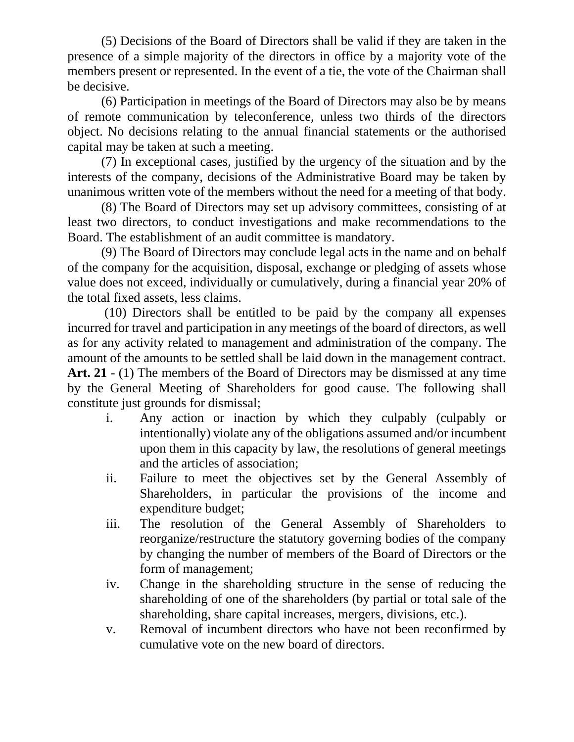(5) Decisions of the Board of Directors shall be valid if they are taken in the presence of a simple majority of the directors in office by a majority vote of the members present or represented. In the event of a tie, the vote of the Chairman shall be decisive.

(6) Participation in meetings of the Board of Directors may also be by means of remote communication by teleconference, unless two thirds of the directors object. No decisions relating to the annual financial statements or the authorised capital may be taken at such a meeting.

(7) In exceptional cases, justified by the urgency of the situation and by the interests of the company, decisions of the Administrative Board may be taken by unanimous written vote of the members without the need for a meeting of that body.

(8) The Board of Directors may set up advisory committees, consisting of at least two directors, to conduct investigations and make recommendations to the Board. The establishment of an audit committee is mandatory.

(9) The Board of Directors may conclude legal acts in the name and on behalf of the company for the acquisition, disposal, exchange or pledging of assets whose value does not exceed, individually or cumulatively, during a financial year 20% of the total fixed assets, less claims.

(10) Directors shall be entitled to be paid by the company all expenses incurred for travel and participation in any meetings of the board of directors, as well as for any activity related to management and administration of the company. The amount of the amounts to be settled shall be laid down in the management contract.

**Art. 21** - (1) The members of the Board of Directors may be dismissed at any time by the General Meeting of Shareholders for good cause. The following shall constitute just grounds for dismissal;

i. Any action or inaction by which they culpably (culpably or intentionally) violate any of the obligations assumed and/or incumbent upon them in this capacity by law, the resolutions of general meetings and the articles of association;
ii. Failure to meet the objectives set by the General Assembly of Shareholders, in particular the provisions of the income and expenditure budget;
iii. The resolution of the General Assembly of Shareholders to reorganize/restructure the statutory governing bodies of the company by changing the number of members of the Board of Directors or the form of management;
iv. Change in the shareholding structure in the sense of reducing the shareholding of one of the shareholders (by partial or total sale of the shareholding, share capital increases, mergers, divisions, etc.).
v. Removal of incumbent directors who have not been reconfirmed by cumulative vote on the new board of directors.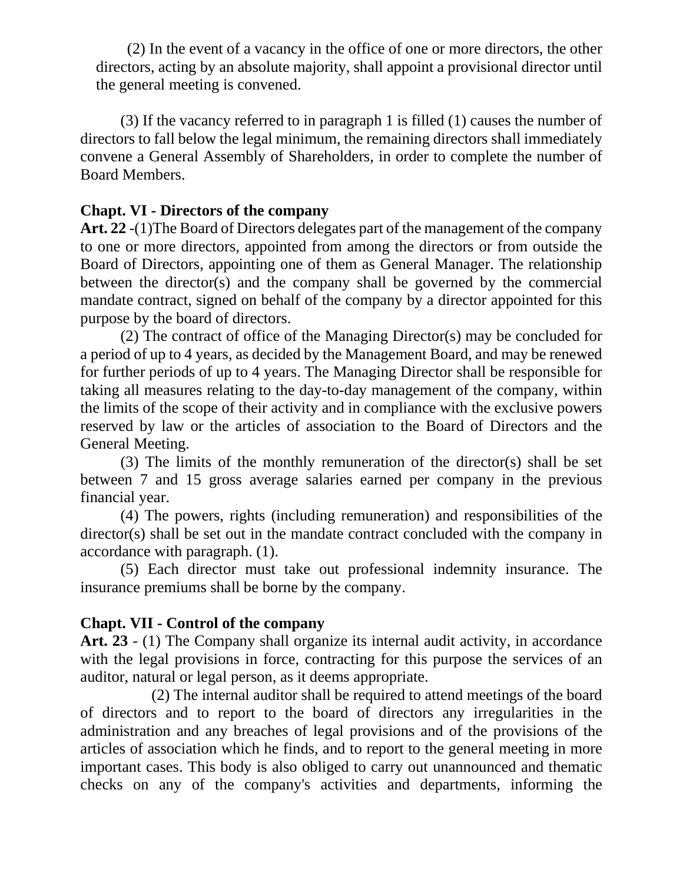(2) In the event of a vacancy in the office of one or more directors, the other directors, acting by an absolute majority, shall appoint a provisional director until the general meeting is convened.

(3) If the vacancy referred to in paragraph 1 is filled (1) causes the number of directors to fall below the legal minimum, the remaining directors shall immediately convene a General Assembly of Shareholders, in order to complete the number of Board Members.

**Chapt. VI - Directors of the company**

**Art. 22** -(1)The Board of Directors delegates part of the management of the company to one or more directors, appointed from among the directors or from outside the Board of Directors, appointing one of them as General Manager. The relationship between the director(s) and the company shall be governed by the commercial mandate contract, signed on behalf of the company by a director appointed for this purpose by the board of directors.

(2) The contract of office of the Managing Director(s) may be concluded for a period of up to 4 years, as decided by the Management Board, and may be renewed for further periods of up to 4 years. The Managing Director shall be responsible for taking all measures relating to the day-to-day management of the company, within the limits of the scope of their activity and in compliance with the exclusive powers reserved by law or the articles of association to the Board of Directors and the General Meeting.

(3) The limits of the monthly remuneration of the director(s) shall be set between 7 and 15 gross average salaries earned per company in the previous financial year.

(4) The powers, rights (including remuneration) and responsibilities of the director(s) shall be set out in the mandate contract concluded with the company in accordance with paragraph. (1).

(5) Each director must take out professional indemnity insurance. The insurance premiums shall be borne by the company.

**Chapt. VII - Control of the company**

**Art. 23** - (1) The Company shall organize its internal audit activity, in accordance with the legal provisions in force, contracting for this purpose the services of an auditor, natural or legal person, as it deems appropriate.

(2) The internal auditor shall be required to attend meetings of the board of directors and to report to the board of directors any irregularities in the administration and any breaches of legal provisions and of the provisions of the articles of association which he finds, and to report to the general meeting in more important cases. This body is also obliged to carry out unannounced and thematic checks on any of the company's activities and departments, informing the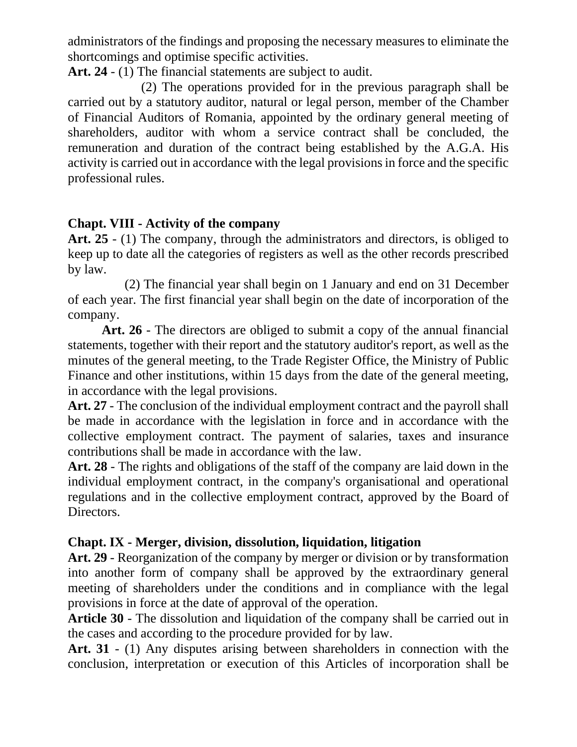administrators of the findings and proposing the necessary measures to eliminate the shortcomings and optimise specific activities.

**Art. 24** - (1) The financial statements are subject to audit.

(2) The operations provided for in the previous paragraph shall be carried out by a statutory auditor, natural or legal person, member of the Chamber of Financial Auditors of Romania, appointed by the ordinary general meeting of shareholders, auditor with whom a service contract shall be concluded, the remuneration and duration of the contract being established by the A.G.A. His activity is carried out in accordance with the legal provisions in force and the specific professional rules.

**Chapt. VIII - Activity of the company**

**Art. 25** - (1) The company, through the administrators and directors, is obliged to keep up to date all the categories of registers as well as the other records prescribed by law.

(2) The financial year shall begin on 1 January and end on 31 December of each year. The first financial year shall begin on the date of incorporation of the company.

**Art. 26** - The directors are obliged to submit a copy of the annual financial statements, together with their report and the statutory auditor's report, as well as the minutes of the general meeting, to the Trade Register Office, the Ministry of Public Finance and other institutions, within 15 days from the date of the general meeting, in accordance with the legal provisions.

**Art. 27** - The conclusion of the individual employment contract and the payroll shall be made in accordance with the legislation in force and in accordance with the collective employment contract. The payment of salaries, taxes and insurance contributions shall be made in accordance with the law.

**Art. 28** - The rights and obligations of the staff of the company are laid down in the individual employment contract, in the company's organisational and operational regulations and in the collective employment contract, approved by the Board of Directors.

**Chapt. IX - Merger, division, dissolution, liquidation, litigation**

**Art. 29** - Reorganization of the company by merger or division or by transformation into another form of company shall be approved by the extraordinary general meeting of shareholders under the conditions and in compliance with the legal provisions in force at the date of approval of the operation.

**Article 30** - The dissolution and liquidation of the company shall be carried out in the cases and according to the procedure provided for by law.

**Art. 31** - (1) Any disputes arising between shareholders in connection with the conclusion, interpretation or execution of this Articles of incorporation shall be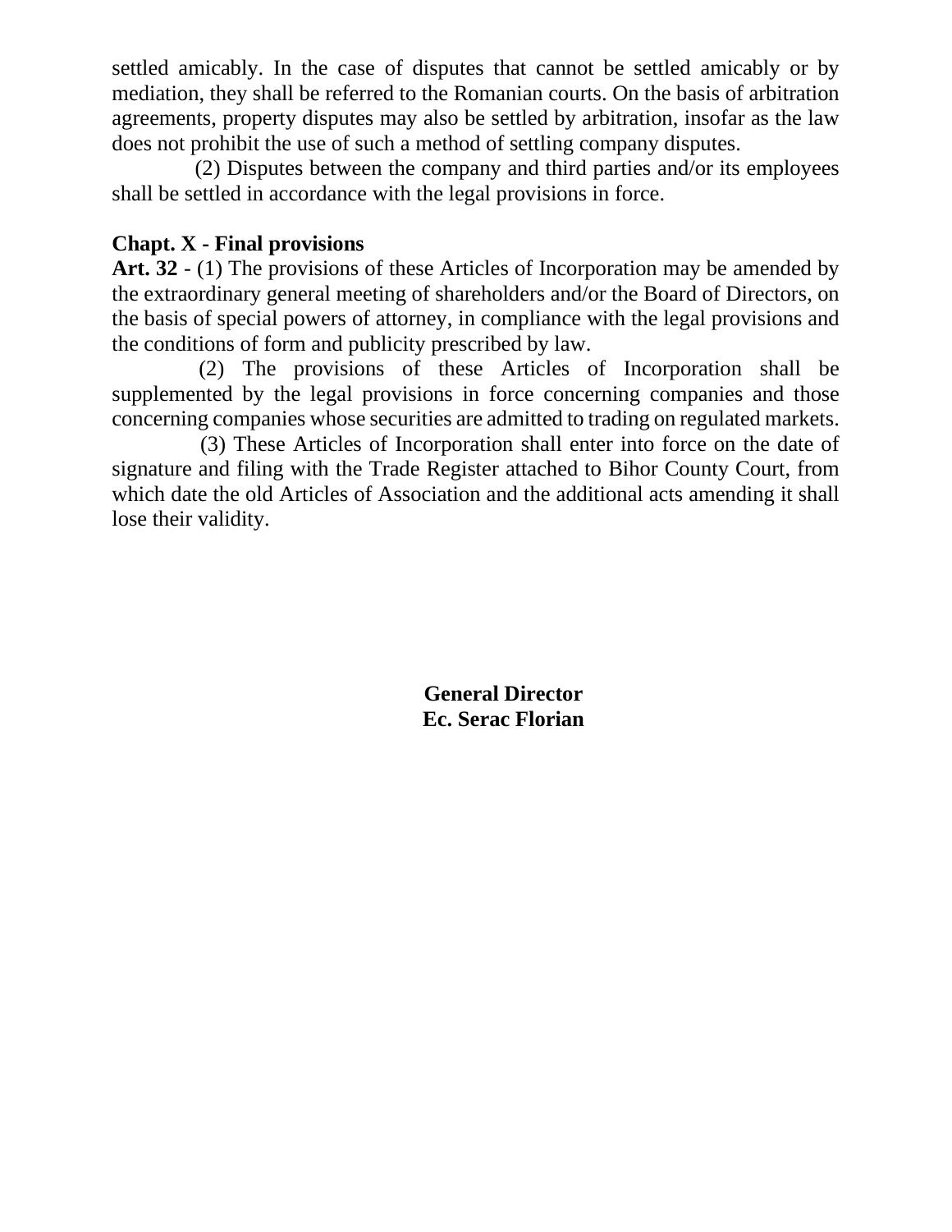settled amicably. In the case of disputes that cannot be settled amicably or by mediation, they shall be referred to the Romanian courts. On the basis of arbitration agreements, property disputes may also be settled by arbitration, insofar as the law does not prohibit the use of such a method of settling company disputes.

(2) Disputes between the company and third parties and/or its employees shall be settled in accordance with the legal provisions in force.

**Chapt. X - Final provisions**

**Art. 32** - (1) The provisions of these Articles of Incorporation may be amended by the extraordinary general meeting of shareholders and/or the Board of Directors, on the basis of special powers of attorney, in compliance with the legal provisions and the conditions of form and publicity prescribed by law.

(2) The provisions of these Articles of Incorporation shall be supplemented by the legal provisions in force concerning companies and those concerning companies whose securities are admitted to trading on regulated markets.

(3) These Articles of Incorporation shall enter into force on the date of signature and filing with the Trade Register attached to Bihor County Court, from which date the old Articles of Association and the additional acts amending it shall lose their validity.

**General Director**
**Ec. Serac Florian**